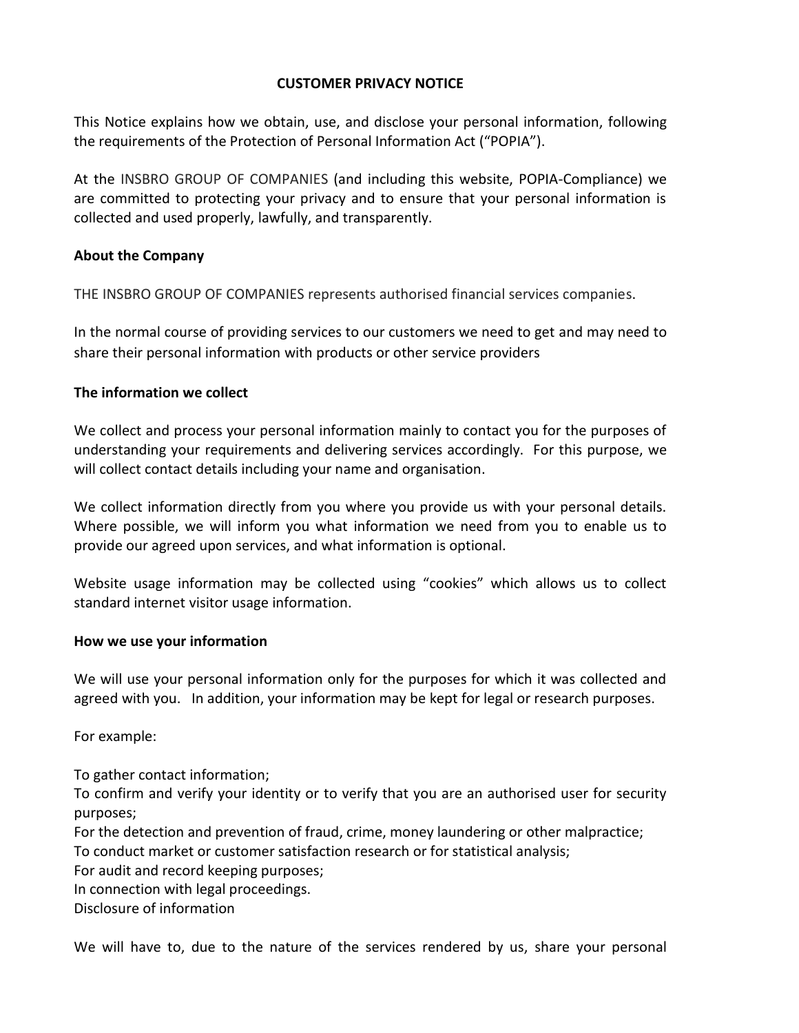# CUSTOMER PRIVACY NOTICE

This Notice explains how we obtain, use, and disclose your personal information, following the requirements of the Protection of Personal Information Act ("POPIA").

At the INSBRO GROUP OF COMPANIES (and including this website, POPIA-Compliance) we are committed to protecting your privacy and to ensure that your personal information is collected and used properly, lawfully, and transparently.

**About the Company**

THE INSBRO GROUP OF COMPANIES represents authorised financial services companies.

In the normal course of providing services to our customers we need to get and may need to share their personal information with products or other service providers

**The information we collect**

We collect and process your personal information mainly to contact you for the purposes of understanding your requirements and delivering services accordingly. For this purpose, we will collect contact details including your name and organisation.

We collect information directly from you where you provide us with your personal details. Where possible, we will inform you what information we need from you to enable us to provide our agreed upon services, and what information is optional.

Website usage information may be collected using "cookies" which allows us to collect standard internet visitor usage information.

**How we use your information**

We will use your personal information only for the purposes for which it was collected and agreed with you. In addition, your information may be kept for legal or research purposes.

For example:

To gather contact information;
To confirm and verify your identity or to verify that you are an authorised user for security purposes;
For the detection and prevention of fraud, crime, money laundering or other malpractice;
To conduct market or customer satisfaction research or for statistical analysis;
For audit and record keeping purposes;
In connection with legal proceedings.
Disclosure of information

We will have to, due to the nature of the services rendered by us, share your personal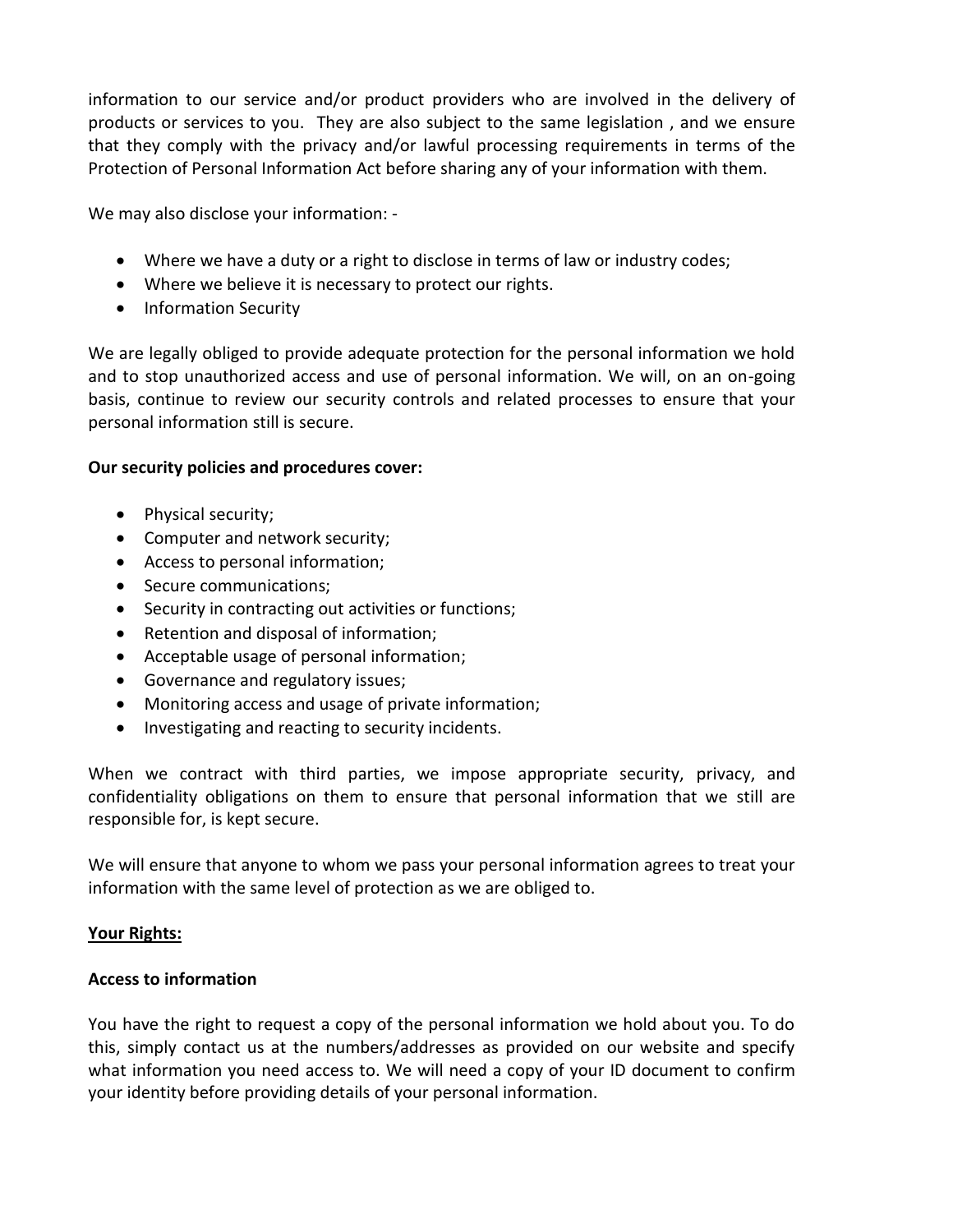information to our service and/or product providers who are involved in the delivery of products or services to you. They are also subject to the same legislation , and we ensure that they comply with the privacy and/or lawful processing requirements in terms of the Protection of Personal Information Act before sharing any of your information with them.

We may also disclose your information: -

- Where we have a duty or a right to disclose in terms of law or industry codes;
- Where we believe it is necessary to protect our rights.
- Information Security

We are legally obliged to provide adequate protection for the personal information we hold and to stop unauthorized access and use of personal information. We will, on an on-going basis, continue to review our security controls and related processes to ensure that your personal information still is secure.

**Our security policies and procedures cover:**

- Physical security;
- Computer and network security;
- Access to personal information;
- Secure communications;
- Security in contracting out activities or functions;
- Retention and disposal of information;
- Acceptable usage of personal information;
- Governance and regulatory issues;
- Monitoring access and usage of private information;
- Investigating and reacting to security incidents.

When we contract with third parties, we impose appropriate security, privacy, and confidentiality obligations on them to ensure that personal information that we still are responsible for, is kept secure.

We will ensure that anyone to whom we pass your personal information agrees to treat your information with the same level of protection as we are obliged to.

**Your Rights:**

**Access to information**

You have the right to request a copy of the personal information we hold about you. To do this, simply contact us at the numbers/addresses as provided on our website and specify what information you need access to. We will need a copy of your ID document to confirm your identity before providing details of your personal information.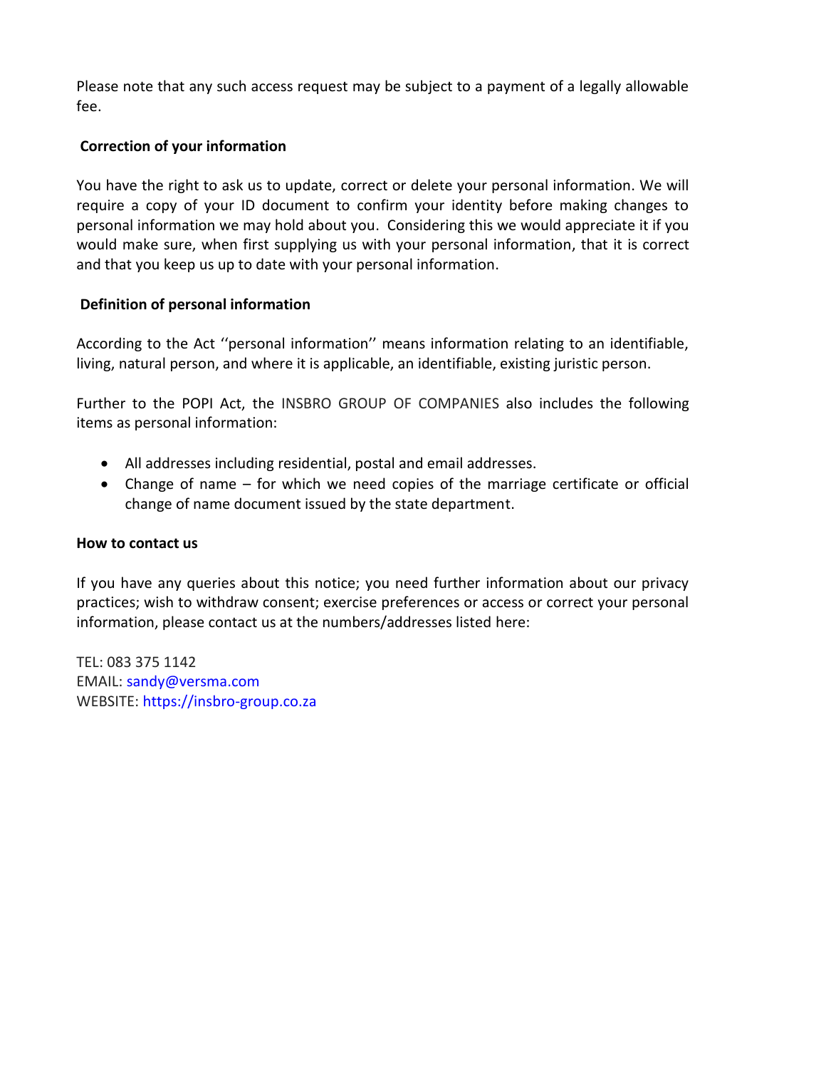Please note that any such access request may be subject to a payment of a legally allowable fee.

**Correction of your information**

You have the right to ask us to update, correct or delete your personal information. We will require a copy of your ID document to confirm your identity before making changes to personal information we may hold about you. Considering this we would appreciate it if you would make sure, when first supplying us with your personal information, that it is correct and that you keep us up to date with your personal information.

**Definition of personal information**

According to the Act ''personal information'' means information relating to an identifiable, living, natural person, and where it is applicable, an identifiable, existing juristic person.

Further to the POPI Act, the INSBRO GROUP OF COMPANIES also includes the following items as personal information:

- All addresses including residential, postal and email addresses.
- Change of name – for which we need copies of the marriage certificate or official change of name document issued by the state department.

**How to contact us**

If you have any queries about this notice; you need further information about our privacy practices; wish to withdraw consent; exercise preferences or access or correct your personal information, please contact us at the numbers/addresses listed here:

TEL: 083 375 1142
EMAIL: sandy@versma.com
WEBSITE: https://insbro-group.co.za